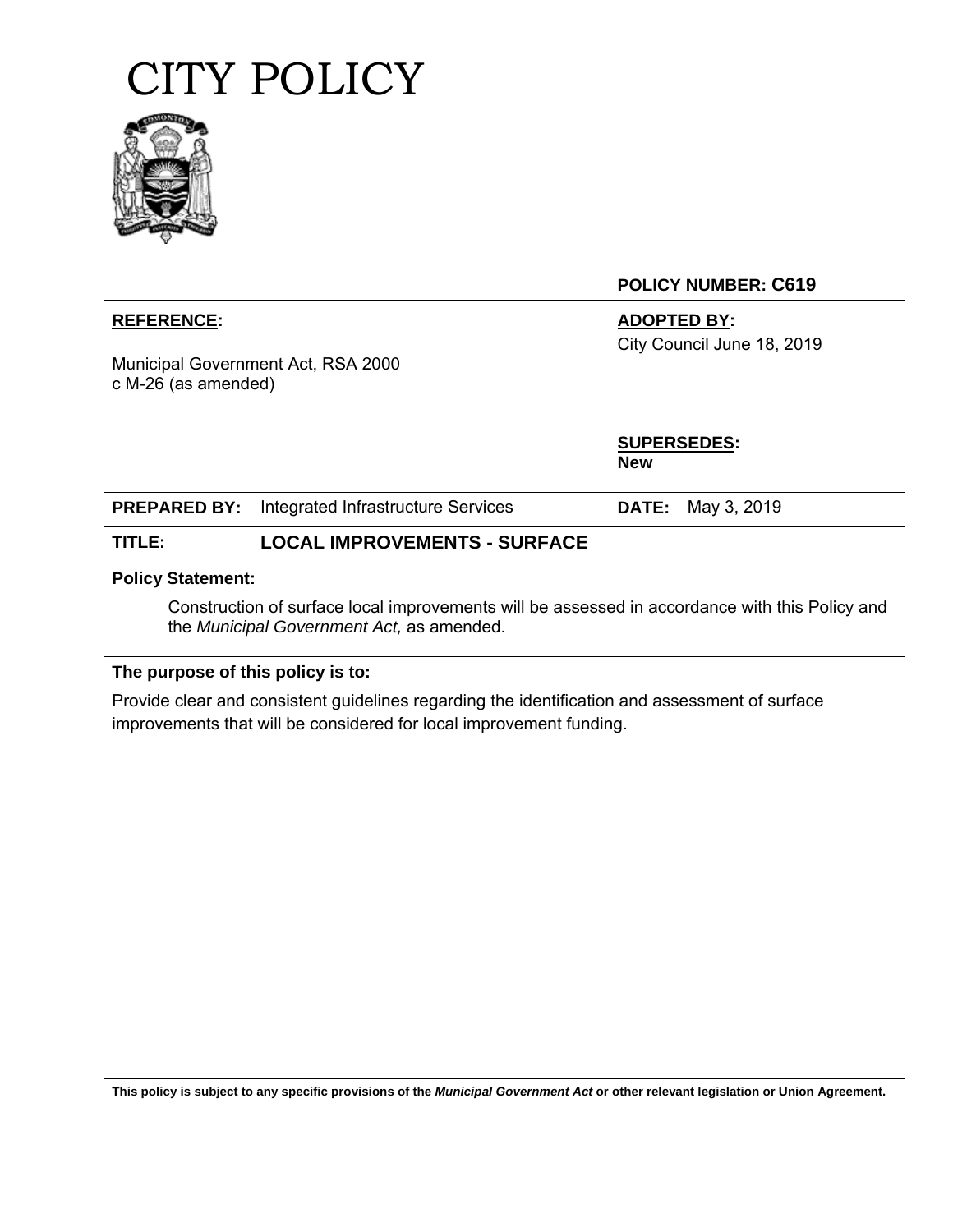# CITY POLICY

**POLICY NUMBER: C619**

| | |
|---|---|
| **REFERENCE:**<br><br>Municipal Government Act, RSA 2000 c M-26 (as amended) | **ADOPTED BY:**<br>City Council June 18, 2019<br><br>**SUPERSEDES:**<br>**New** |
| **PREPARED BY:** Integrated Infrastructure Services | **DATE:** May 3, 2019 |

**TITLE:** **LOCAL IMPROVEMENTS - SURFACE**

**Policy Statement:**

Construction of surface local improvements will be assessed in accordance with this Policy and the *Municipal Government Act,* as amended.

**The purpose of this policy is to:**

Provide clear and consistent guidelines regarding the identification and assessment of surface improvements that will be considered for local improvement funding.

**This policy is subject to any specific provisions of the *Municipal Government Act* or other relevant legislation or Union Agreement.**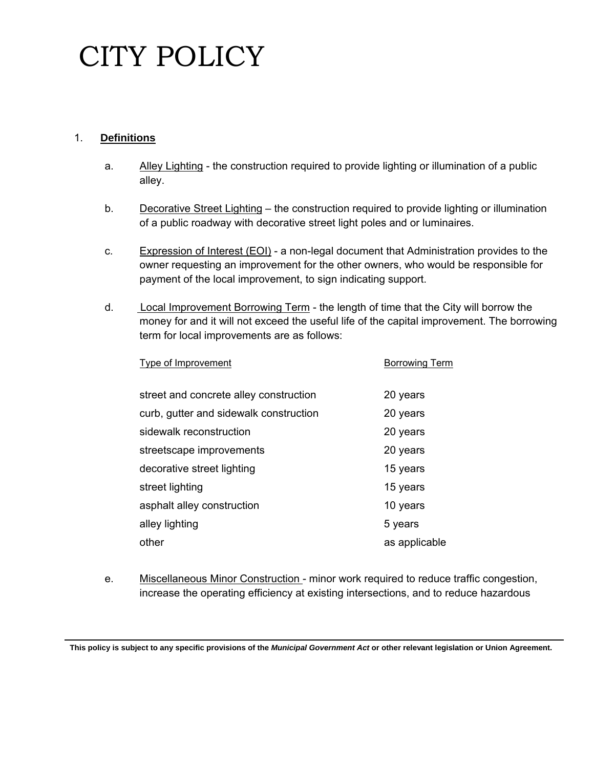// This page header "CITY POLICY" appears to be a running header; omit? It's a large title likely repeated on every page.

1. **Definitions**

   a. Alley Lighting - the construction required to provide lighting or illumination of a public alley.

   b. Decorative Street Lighting – the construction required to provide lighting or illumination of a public roadway with decorative street light poles and or luminaires.

   c. Expression of Interest (EOI) - a non-legal document that Administration provides to the owner requesting an improvement for the other owners, who would be responsible for payment of the local improvement, to sign indicating support.

   d. Local Improvement Borrowing Term - the length of time that the City will borrow the money for and it will not exceed the useful life of the capital improvement. The borrowing term for local improvements are as follows:

| Type of Improvement | Borrowing Term |
|---|---|
| street and concrete alley construction | 20 years |
| curb, gutter and sidewalk construction | 20 years |
| sidewalk reconstruction | 20 years |
| streetscape improvements | 20 years |
| decorative street lighting | 15 years |
| street lighting | 15 years |
| asphalt alley construction | 10 years |
| alley lighting | 5 years |
| other | as applicable |

   e. Miscellaneous Minor Construction - minor work required to reduce traffic congestion, increase the operating efficiency at existing intersections, and to reduce hazardous

This policy is subject to any specific provisions of the *Municipal Government Act* or other relevant legislation or Union Agreement.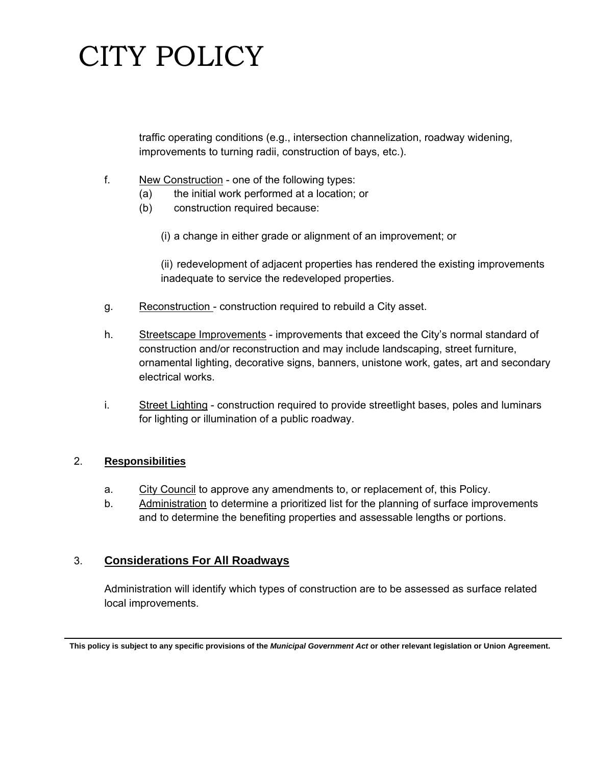traffic operating conditions (e.g., intersection channelization, roadway widening, improvements to turning radii, construction of bays, etc.).

f. New Construction - one of the following types:
   (a) the initial work performed at a location; or
   (b) construction required because:

      (i) a change in either grade or alignment of an improvement; or

      (ii) redevelopment of adjacent properties has rendered the existing improvements inadequate to service the redeveloped properties.

g. Reconstruction - construction required to rebuild a City asset.

h. Streetscape Improvements - improvements that exceed the City's normal standard of construction and/or reconstruction and may include landscaping, street furniture, ornamental lighting, decorative signs, banners, unistone work, gates, art and secondary electrical works.

i. Street Lighting - construction required to provide streetlight bases, poles and luminars for lighting or illumination of a public roadway.

## 2. Responsibilities

a. City Council to approve any amendments to, or replacement of, this Policy.
b. Administration to determine a prioritized list for the planning of surface improvements and to determine the benefiting properties and assessable lengths or portions.

## 3. Considerations For All Roadways

Administration will identify which types of construction are to be assessed as surface related local improvements.

**This policy is subject to any specific provisions of the *Municipal Government Act* or other relevant legislation or Union Agreement.**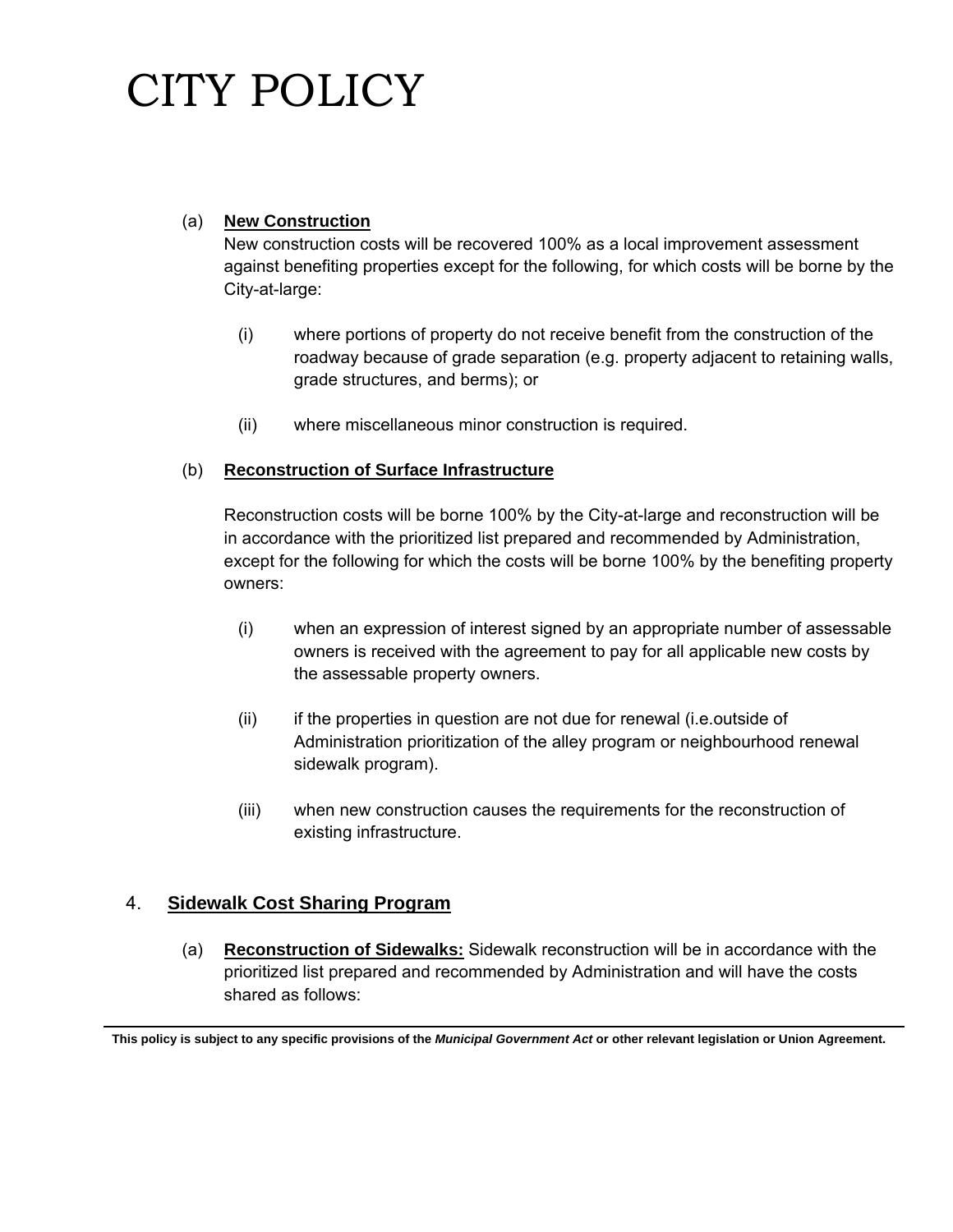(a) **New Construction**

New construction costs will be recovered 100% as a local improvement assessment against benefiting properties except for the following, for which costs will be borne by the City-at-large:

(i) where portions of property do not receive benefit from the construction of the roadway because of grade separation (e.g. property adjacent to retaining walls, grade structures, and berms); or

(ii) where miscellaneous minor construction is required.

(b) **Reconstruction of Surface Infrastructure**

Reconstruction costs will be borne 100% by the City-at-large and reconstruction will be in accordance with the prioritized list prepared and recommended by Administration, except for the following for which the costs will be borne 100% by the benefiting property owners:

(i) when an expression of interest signed by an appropriate number of assessable owners is received with the agreement to pay for all applicable new costs by the assessable property owners.

(ii) if the properties in question are not due for renewal (i.e.outside of Administration prioritization of the alley program or neighbourhood renewal sidewalk program).

(iii) when new construction causes the requirements for the reconstruction of existing infrastructure.

## 4. Sidewalk Cost Sharing Program

(a) **Reconstruction of Sidewalks:** Sidewalk reconstruction will be in accordance with the prioritized list prepared and recommended by Administration and will have the costs shared as follows:

**This policy is subject to any specific provisions of the *Municipal Government Act* or other relevant legislation or Union Agreement.**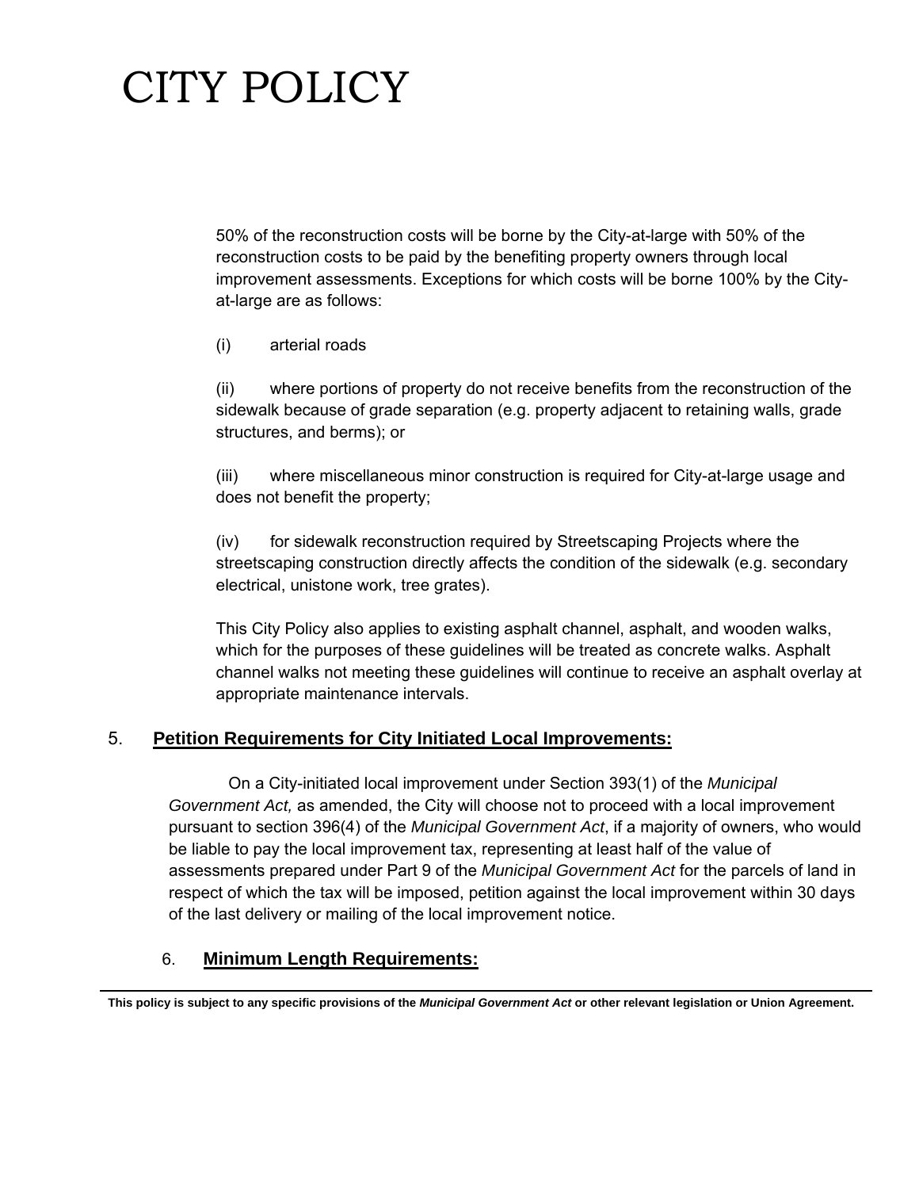50% of the reconstruction costs will be borne by the City-at-large with 50% of the reconstruction costs to be paid by the benefiting property owners through local improvement assessments. Exceptions for which costs will be borne 100% by the City-at-large are as follows:

(i) arterial roads

(ii) where portions of property do not receive benefits from the reconstruction of the sidewalk because of grade separation (e.g. property adjacent to retaining walls, grade structures, and berms); or

(iii) where miscellaneous minor construction is required for City-at-large usage and does not benefit the property;

(iv) for sidewalk reconstruction required by Streetscaping Projects where the streetscaping construction directly affects the condition of the sidewalk (e.g. secondary electrical, unistone work, tree grates).

This City Policy also applies to existing asphalt channel, asphalt, and wooden walks, which for the purposes of these guidelines will be treated as concrete walks. Asphalt channel walks not meeting these guidelines will continue to receive an asphalt overlay at appropriate maintenance intervals.

## 5. **Petition Requirements for City Initiated Local Improvements:**

On a City-initiated local improvement under Section 393(1) of the *Municipal Government Act,* as amended, the City will choose not to proceed with a local improvement pursuant to section 396(4) of the *Municipal Government Act*, if a majority of owners, who would be liable to pay the local improvement tax, representing at least half of the value of assessments prepared under Part 9 of the *Municipal Government Act* for the parcels of land in respect of which the tax will be imposed, petition against the local improvement within 30 days of the last delivery or mailing of the local improvement notice.

## 6. **Minimum Length Requirements:**

This policy is subject to any specific provisions of the *Municipal Government Act* or other relevant legislation or Union Agreement.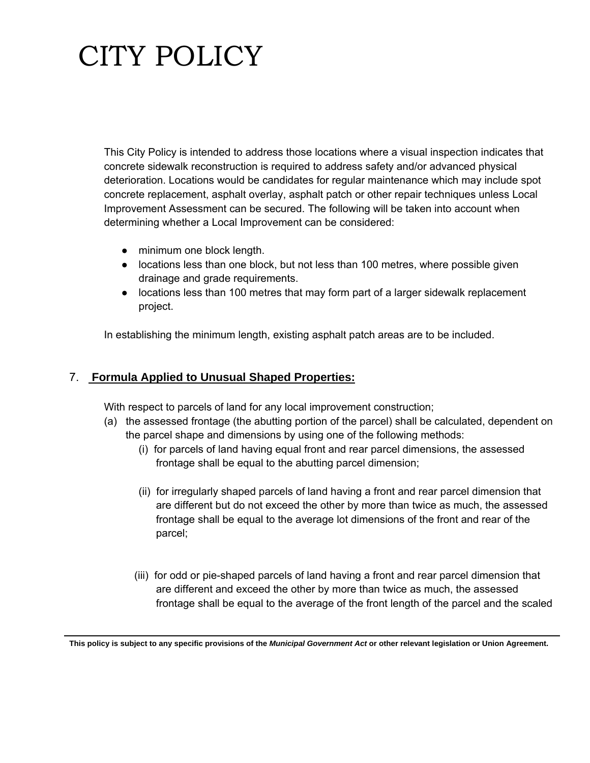// CITY POLICY

This City Policy is intended to address those locations where a visual inspection indicates that concrete sidewalk reconstruction is required to address safety and/or advanced physical deterioration. Locations would be candidates for regular maintenance which may include spot concrete replacement, asphalt overlay, asphalt patch or other repair techniques unless Local Improvement Assessment can be secured. The following will be taken into account when determining whether a Local Improvement can be considered:

- minimum one block length.
- locations less than one block, but not less than 100 metres, where possible given drainage and grade requirements.
- locations less than 100 metres that may form part of a larger sidewalk replacement project.

In establishing the minimum length, existing asphalt patch areas are to be included.

## 7. **Formula Applied to Unusual Shaped Properties:**

With respect to parcels of land for any local improvement construction;

(a) the assessed frontage (the abutting portion of the parcel) shall be calculated, dependent on the parcel shape and dimensions by using one of the following methods:

(i) for parcels of land having equal front and rear parcel dimensions, the assessed frontage shall be equal to the abutting parcel dimension;

(ii) for irregularly shaped parcels of land having a front and rear parcel dimension that are different but do not exceed the other by more than twice as much, the assessed frontage shall be equal to the average lot dimensions of the front and rear of the parcel;

(iii) for odd or pie-shaped parcels of land having a front and rear parcel dimension that are different and exceed the other by more than twice as much, the assessed frontage shall be equal to the average of the front length of the parcel and the scaled

**This policy is subject to any specific provisions of the *Municipal Government Act* or other relevant legislation or Union Agreement.**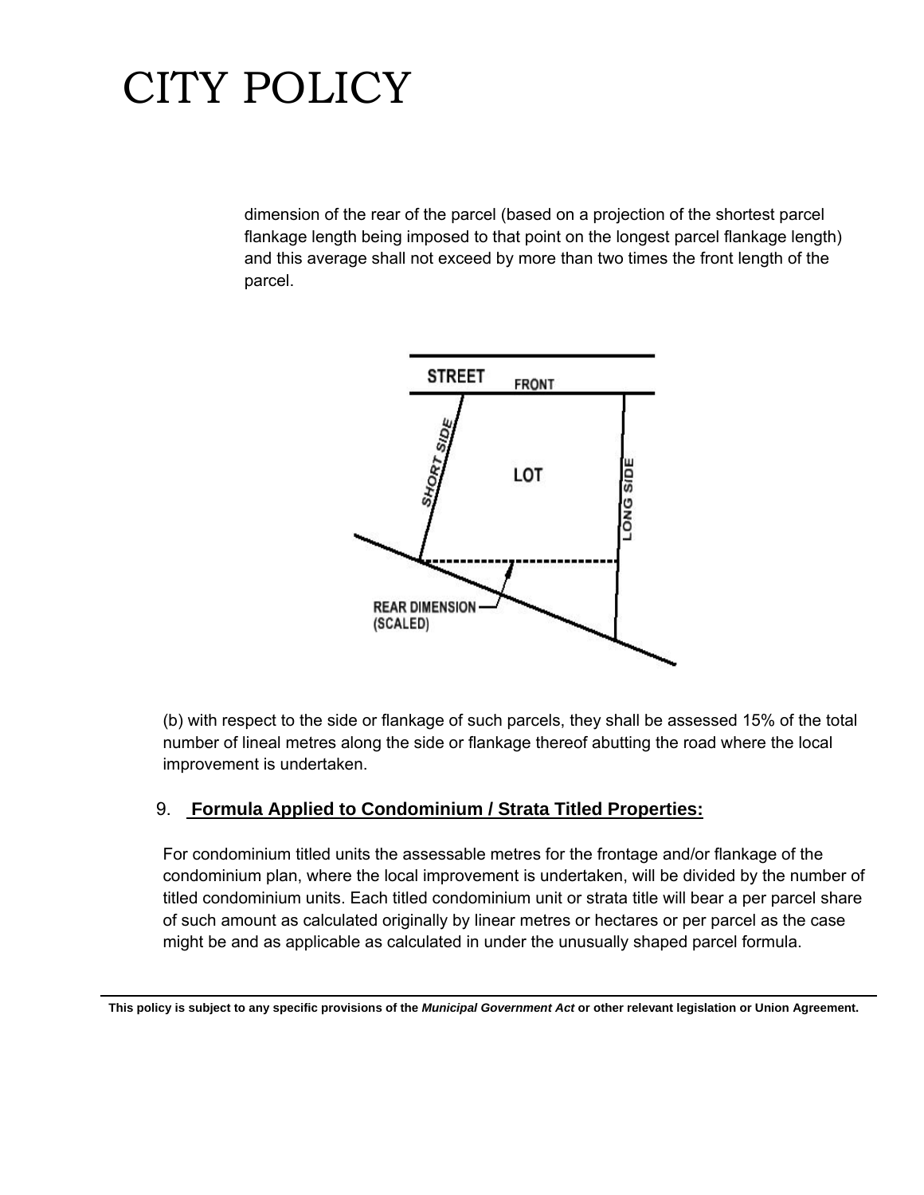dimension of the rear of the parcel (based on a projection of the shortest parcel flankage length being imposed to that point on the longest parcel flankage length) and this average shall not exceed by more than two times the front length of the parcel.

(b) with respect to the side or flankage of such parcels, they shall be assessed 15% of the total number of lineal metres along the side or flankage thereof abutting the road where the local improvement is undertaken.

## 9. **Formula Applied to Condominium / Strata Titled Properties:**

For condominium titled units the assessable metres for the frontage and/or flankage of the condominium plan, where the local improvement is undertaken, will be divided by the number of titled condominium units. Each titled condominium unit or strata title will bear a per parcel share of such amount as calculated originally by linear metres or hectares or per parcel as the case might be and as applicable as calculated in under the unusually shaped parcel formula.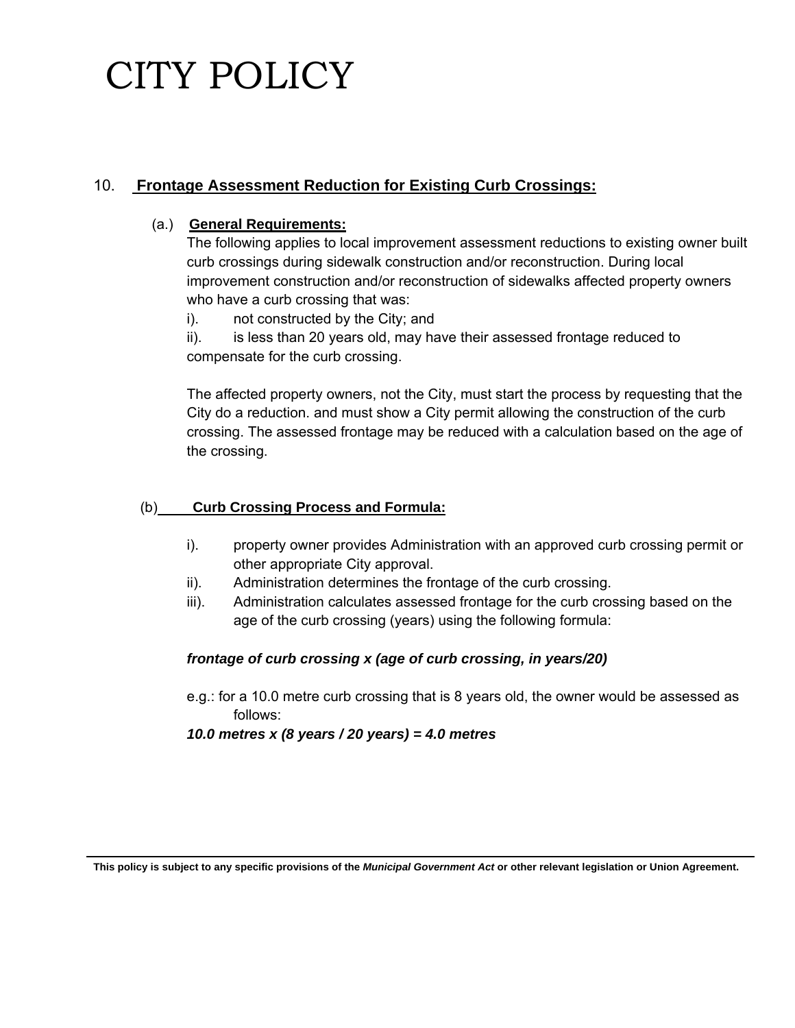# CITY POLICY

## 10. Frontage Assessment Reduction for Existing Curb Crossings:

### (a.) General Requirements:

The following applies to local improvement assessment reductions to existing owner built curb crossings during sidewalk construction and/or reconstruction. During local improvement construction and/or reconstruction of sidewalks affected property owners who have a curb crossing that was:

i). not constructed by the City; and

ii). is less than 20 years old, may have their assessed frontage reduced to compensate for the curb crossing.

The affected property owners, not the City, must start the process by requesting that the City do a reduction. and must show a City permit allowing the construction of the curb crossing. The assessed frontage may be reduced with a calculation based on the age of the crossing.

### (b) Curb Crossing Process and Formula:

i). property owner provides Administration with an approved curb crossing permit or other appropriate City approval.

ii). Administration determines the frontage of the curb crossing.

iii). Administration calculates assessed frontage for the curb crossing based on the age of the curb crossing (years) using the following formula:

***frontage of curb crossing x (age of curb crossing, in years/20)***

e.g.: for a 10.0 metre curb crossing that is 8 years old, the owner would be assessed as follows:

***10.0 metres x (8 years / 20 years) = 4.0 metres***

**This policy is subject to any specific provisions of the *Municipal Government Act* or other relevant legislation or Union Agreement.**